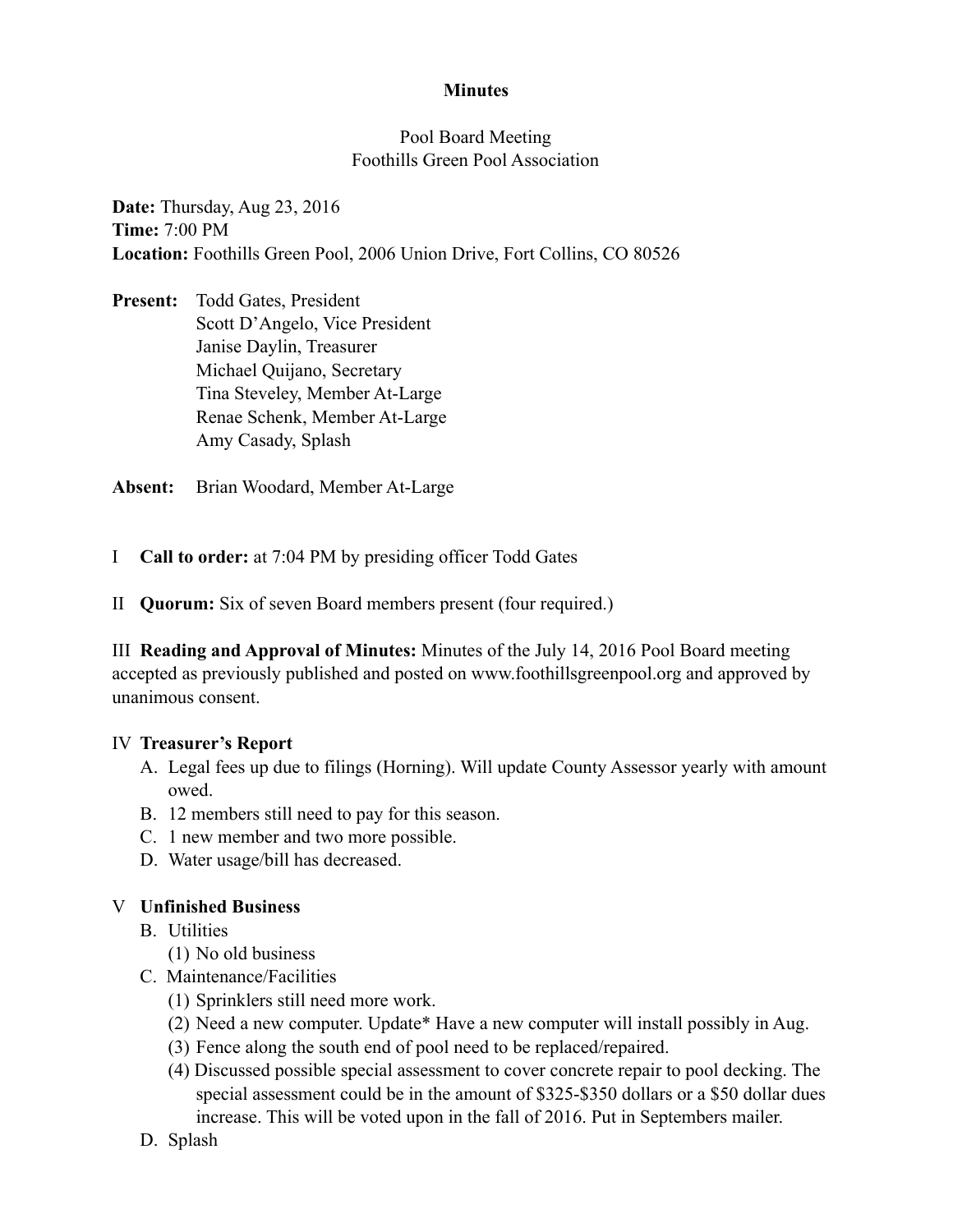**Minutes**

Pool Board Meeting
Foothills Green Pool Association

**Date:** Thursday, Aug 23, 2016
**Time:** 7:00 PM
**Location:** Foothills Green Pool, 2006 Union Drive, Fort Collins, CO 80526

**Present:** Todd Gates, President
Scott D'Angelo, Vice President
Janise Daylin, Treasurer
Michael Quijano, Secretary
Tina Steveley, Member At-Large
Renae Schenk, Member At-Large
Amy Casady, Splash

**Absent:** Brian Woodard, Member At-Large

I **Call to order:** at 7:04 PM by presiding officer Todd Gates

II **Quorum:** Six of seven Board members present (four required.)

III **Reading and Approval of Minutes:** Minutes of the July 14, 2016 Pool Board meeting accepted as previously published and posted on www.foothillsgreenpool.org and approved by unanimous consent.

IV **Treasurer's Report**

A. Legal fees up due to filings (Horning). Will update County Assessor yearly with amount owed.
B. 12 members still need to pay for this season.
C. 1 new member and two more possible.
D. Water usage/bill has decreased.

V **Unfinished Business**

B. Utilities
 (1) No old business
C. Maintenance/Facilities
 (1) Sprinklers still need more work.
 (2) Need a new computer. Update* Have a new computer will install possibly in Aug.
 (3) Fence along the south end of pool need to be replaced/repaired.
 (4) Discussed possible special assessment to cover concrete repair to pool decking. The special assessment could be in the amount of $325-$350 dollars or a $50 dollar dues increase. This will be voted upon in the fall of 2016. Put in Septembers mailer.
D. Splash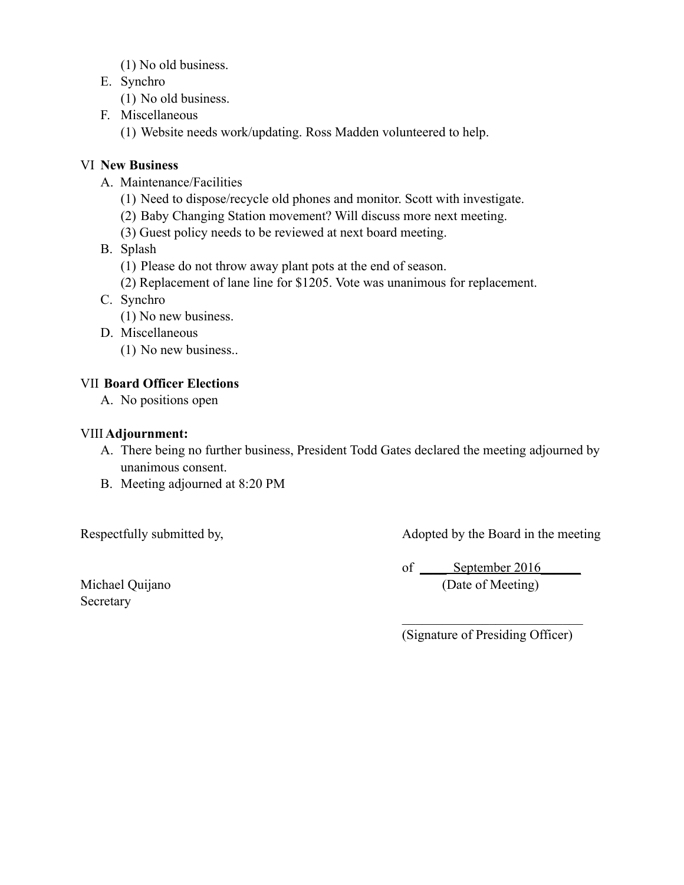(1) No old business.

E. Synchro
   (1) No old business.

F. Miscellaneous
   (1) Website needs work/updating. Ross Madden volunteered to help.

VI **New Business**

A. Maintenance/Facilities
   (1) Need to dispose/recycle old phones and monitor. Scott with investigate.
   (2) Baby Changing Station movement? Will discuss more next meeting.
   (3) Guest policy needs to be reviewed at next board meeting.

B. Splash
   (1) Please do not throw away plant pots at the end of season.
   (2) Replacement of lane line for $1205. Vote was unanimous for replacement.

C. Synchro
   (1) No new business.

D. Miscellaneous
   (1) No new business..

VII **Board Officer Elections**

A. No positions open

VIII **Adjournment:**

A. There being no further business, President Todd Gates declared the meeting adjourned by unanimous consent.
B. Meeting adjourned at 8:20 PM

Respectfully submitted by,

Michael Quijano
Secretary

Adopted by the Board in the meeting

of \_\_\_\_\_September 2016\_\_\_\_\_\_
(Date of Meeting)

\_\_\_\_\_\_\_\_\_\_\_\_\_\_\_\_\_\_\_\_\_\_\_\_\_\_\_\_
(Signature of Presiding Officer)